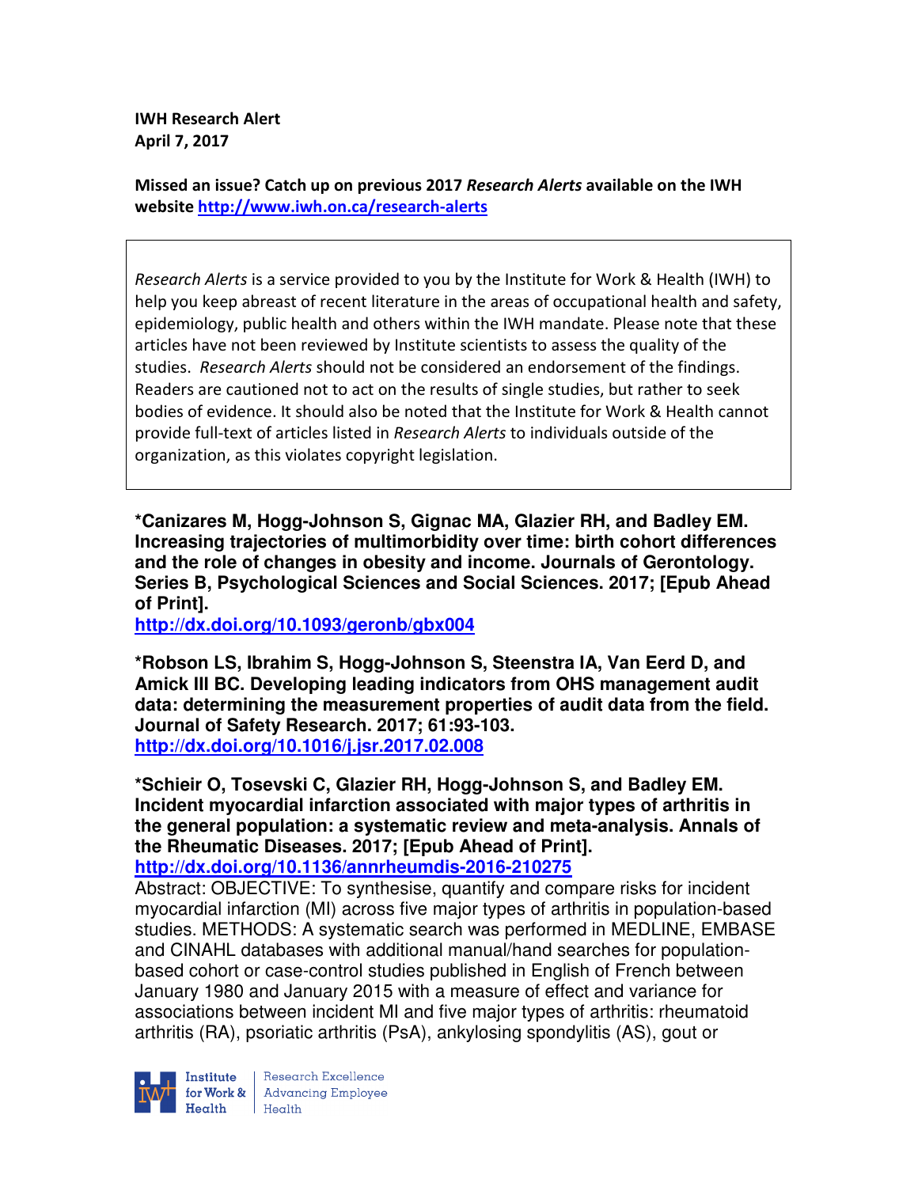**IWH Research Alert**
**April 7, 2017**

**Missed an issue? Catch up on previous 2017 *Research Alerts* available on the IWH website http://www.iwh.on.ca/research-alerts**

*Research Alerts* is a service provided to you by the Institute for Work & Health (IWH) to help you keep abreast of recent literature in the areas of occupational health and safety, epidemiology, public health and others within the IWH mandate. Please note that these articles have not been reviewed by Institute scientists to assess the quality of the studies. *Research Alerts* should not be considered an endorsement of the findings. Readers are cautioned not to act on the results of single studies, but rather to seek bodies of evidence. It should also be noted that the Institute for Work & Health cannot provide full-text of articles listed in *Research Alerts* to individuals outside of the organization, as this violates copyright legislation.

**\*Canizares M, Hogg-Johnson S, Gignac MA, Glazier RH, and Badley EM. Increasing trajectories of multimorbidity over time: birth cohort differences and the role of changes in obesity and income. Journals of Gerontology. Series B, Psychological Sciences and Social Sciences. 2017; [Epub Ahead of Print].**
**http://dx.doi.org/10.1093/geronb/gbx004**

**\*Robson LS, Ibrahim S, Hogg-Johnson S, Steenstra IA, Van Eerd D, and Amick III BC. Developing leading indicators from OHS management audit data: determining the measurement properties of audit data from the field. Journal of Safety Research. 2017; 61:93-103.**
**http://dx.doi.org/10.1016/j.jsr.2017.02.008**

**\*Schieir O, Tosevski C, Glazier RH, Hogg-Johnson S, and Badley EM. Incident myocardial infarction associated with major types of arthritis in the general population: a systematic review and meta-analysis. Annals of the Rheumatic Diseases. 2017; [Epub Ahead of Print].**
**http://dx.doi.org/10.1136/annrheumdis-2016-210275**

Abstract: OBJECTIVE: To synthesise, quantify and compare risks for incident myocardial infarction (MI) across five major types of arthritis in population-based studies. METHODS: A systematic search was performed in MEDLINE, EMBASE and CINAHL databases with additional manual/hand searches for population-based cohort or case-control studies published in English of French between January 1980 and January 2015 with a measure of effect and variance for associations between incident MI and five major types of arthritis: rheumatoid arthritis (RA), psoriatic arthritis (PsA), ankylosing spondylitis (AS), gout or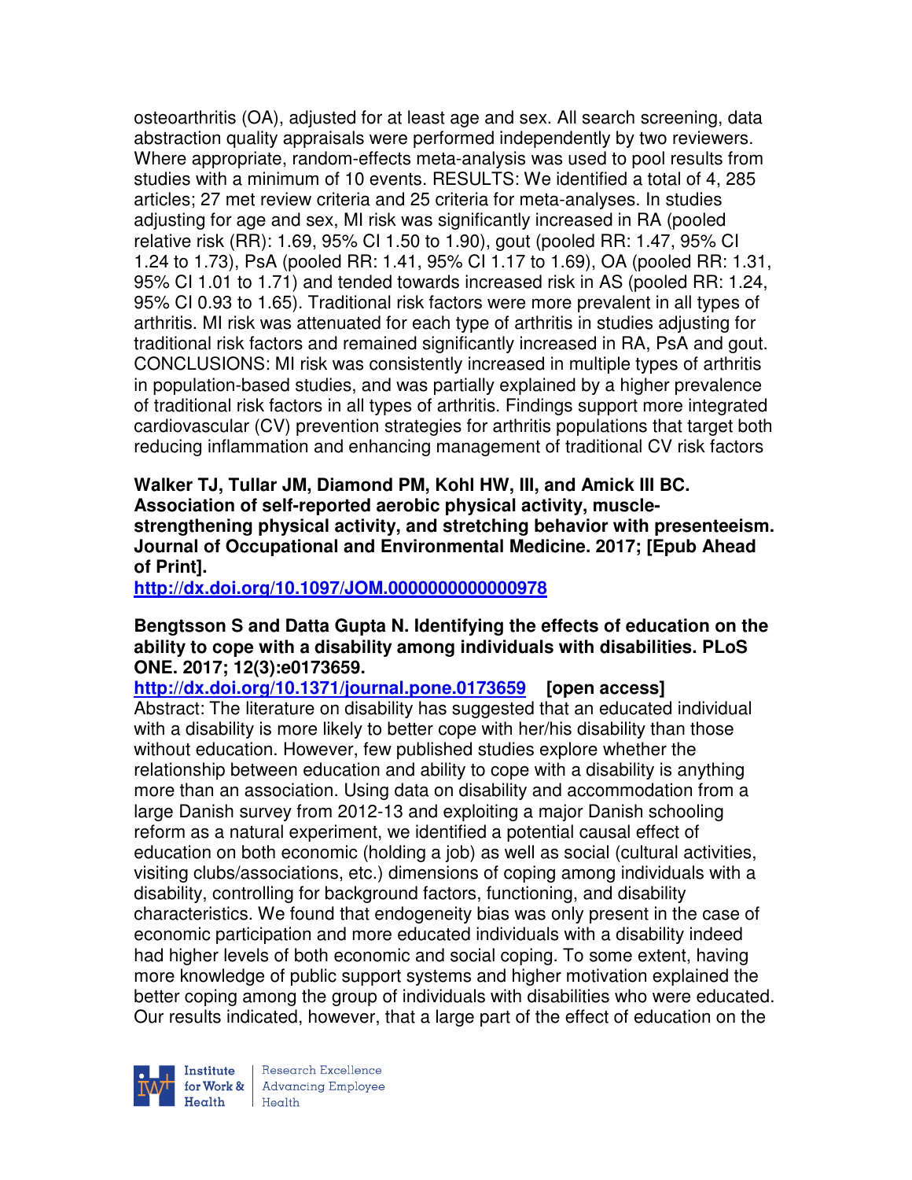osteoarthritis (OA), adjusted for at least age and sex. All search screening, data abstraction quality appraisals were performed independently by two reviewers. Where appropriate, random-effects meta-analysis was used to pool results from studies with a minimum of 10 events. RESULTS: We identified a total of 4, 285 articles; 27 met review criteria and 25 criteria for meta-analyses. In studies adjusting for age and sex, MI risk was significantly increased in RA (pooled relative risk (RR): 1.69, 95% CI 1.50 to 1.90), gout (pooled RR: 1.47, 95% CI 1.24 to 1.73), PsA (pooled RR: 1.41, 95% CI 1.17 to 1.69), OA (pooled RR: 1.31, 95% CI 1.01 to 1.71) and tended towards increased risk in AS (pooled RR: 1.24, 95% CI 0.93 to 1.65). Traditional risk factors were more prevalent in all types of arthritis. MI risk was attenuated for each type of arthritis in studies adjusting for traditional risk factors and remained significantly increased in RA, PsA and gout. CONCLUSIONS: MI risk was consistently increased in multiple types of arthritis in population-based studies, and was partially explained by a higher prevalence of traditional risk factors in all types of arthritis. Findings support more integrated cardiovascular (CV) prevention strategies for arthritis populations that target both reducing inflammation and enhancing management of traditional CV risk factors

**Walker TJ, Tullar JM, Diamond PM, Kohl HW, III, and Amick III BC. Association of self-reported aerobic physical activity, muscle-strengthening physical activity, and stretching behavior with presenteeism. Journal of Occupational and Environmental Medicine. 2017; [Epub Ahead of Print].**

**http://dx.doi.org/10.1097/JOM.0000000000000978**

**Bengtsson S and Datta Gupta N. Identifying the effects of education on the ability to cope with a disability among individuals with disabilities. PLoS ONE. 2017; 12(3):e0173659.**

**http://dx.doi.org/10.1371/journal.pone.0173659 [open access]**

Abstract: The literature on disability has suggested that an educated individual with a disability is more likely to better cope with her/his disability than those without education. However, few published studies explore whether the relationship between education and ability to cope with a disability is anything more than an association. Using data on disability and accommodation from a large Danish survey from 2012-13 and exploiting a major Danish schooling reform as a natural experiment, we identified a potential causal effect of education on both economic (holding a job) as well as social (cultural activities, visiting clubs/associations, etc.) dimensions of coping among individuals with a disability, controlling for background factors, functioning, and disability characteristics. We found that endogeneity bias was only present in the case of economic participation and more educated individuals with a disability indeed had higher levels of both economic and social coping. To some extent, having more knowledge of public support systems and higher motivation explained the better coping among the group of individuals with disabilities who were educated. Our results indicated, however, that a large part of the effect of education on the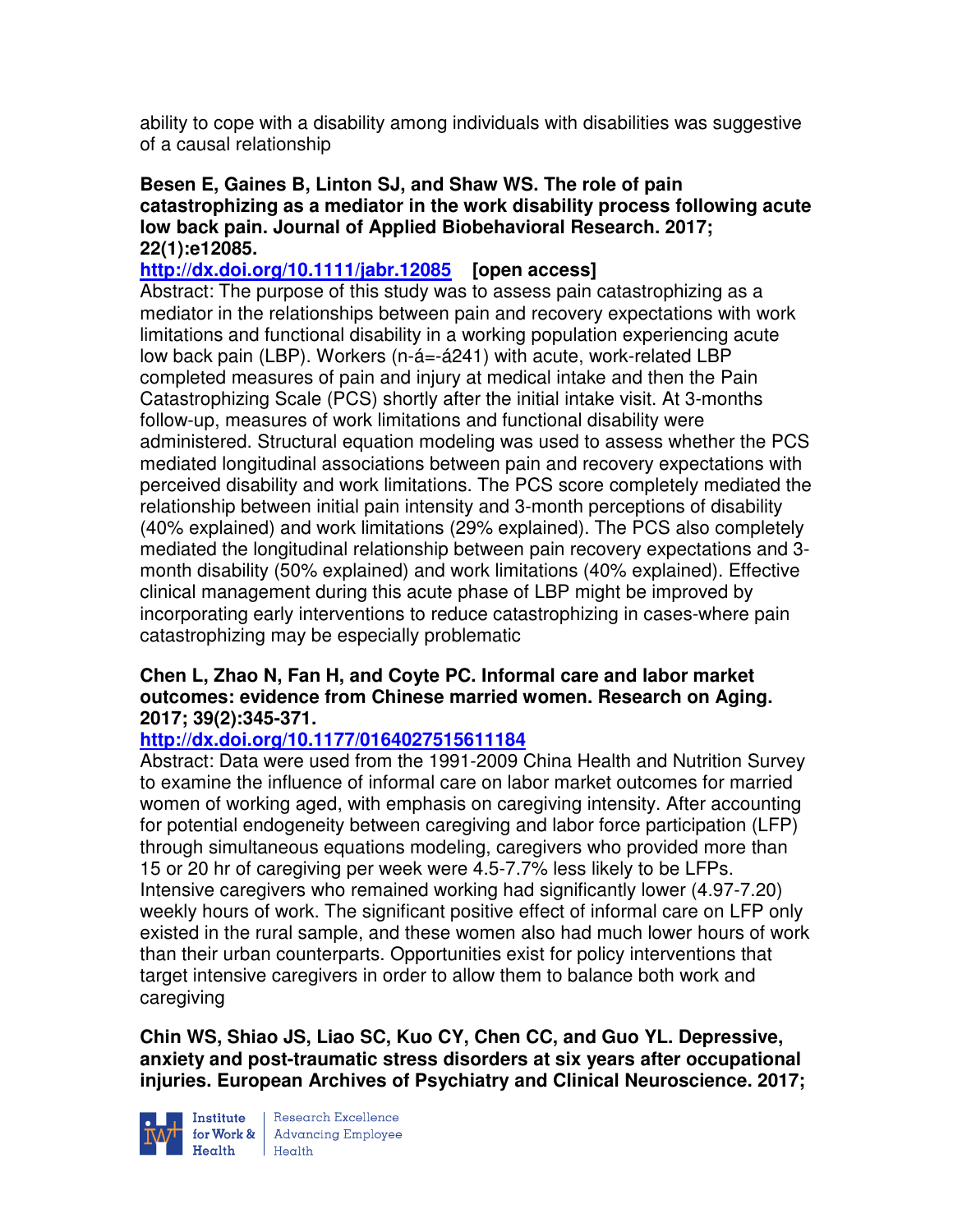ability to cope with a disability among individuals with disabilities was suggestive of a causal relationship

**Besen E, Gaines B, Linton SJ, and Shaw WS. The role of pain catastrophizing as a mediator in the work disability process following acute low back pain. Journal of Applied Biobehavioral Research. 2017; 22(1):e12085.**
**http://dx.doi.org/10.1111/jabr.12085 [open access]**
Abstract: The purpose of this study was to assess pain catastrophizing as a mediator in the relationships between pain and recovery expectations with work limitations and functional disability in a working population experiencing acute low back pain (LBP). Workers (n-á=-á241) with acute, work-related LBP completed measures of pain and injury at medical intake and then the Pain Catastrophizing Scale (PCS) shortly after the initial intake visit. At 3-months follow-up, measures of work limitations and functional disability were administered. Structural equation modeling was used to assess whether the PCS mediated longitudinal associations between pain and recovery expectations with perceived disability and work limitations. The PCS score completely mediated the relationship between initial pain intensity and 3-month perceptions of disability (40% explained) and work limitations (29% explained). The PCS also completely mediated the longitudinal relationship between pain recovery expectations and 3-month disability (50% explained) and work limitations (40% explained). Effective clinical management during this acute phase of LBP might be improved by incorporating early interventions to reduce catastrophizing in cases-where pain catastrophizing may be especially problematic

**Chen L, Zhao N, Fan H, and Coyte PC. Informal care and labor market outcomes: evidence from Chinese married women. Research on Aging. 2017; 39(2):345-371.**
**http://dx.doi.org/10.1177/0164027515611184**
Abstract: Data were used from the 1991-2009 China Health and Nutrition Survey to examine the influence of informal care on labor market outcomes for married women of working aged, with emphasis on caregiving intensity. After accounting for potential endogeneity between caregiving and labor force participation (LFP) through simultaneous equations modeling, caregivers who provided more than 15 or 20 hr of caregiving per week were 4.5-7.7% less likely to be LFPs. Intensive caregivers who remained working had significantly lower (4.97-7.20) weekly hours of work. The significant positive effect of informal care on LFP only existed in the rural sample, and these women also had much lower hours of work than their urban counterparts. Opportunities exist for policy interventions that target intensive caregivers in order to allow them to balance both work and caregiving

**Chin WS, Shiao JS, Liao SC, Kuo CY, Chen CC, and Guo YL. Depressive, anxiety and post-traumatic stress disorders at six years after occupational injuries. European Archives of Psychiatry and Clinical Neuroscience. 2017;**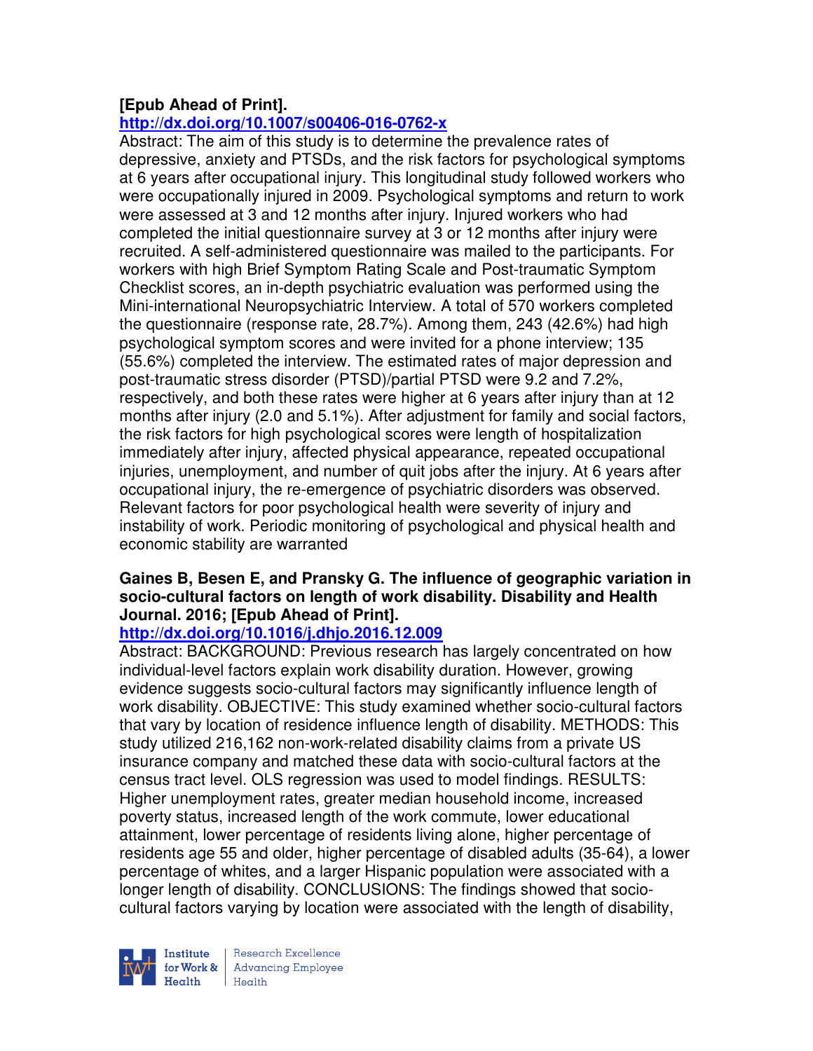**[Epub Ahead of Print].**
**http://dx.doi.org/10.1007/s00406-016-0762-x**

Abstract: The aim of this study is to determine the prevalence rates of depressive, anxiety and PTSDs, and the risk factors for psychological symptoms at 6 years after occupational injury. This longitudinal study followed workers who were occupationally injured in 2009. Psychological symptoms and return to work were assessed at 3 and 12 months after injury. Injured workers who had completed the initial questionnaire survey at 3 or 12 months after injury were recruited. A self-administered questionnaire was mailed to the participants. For workers with high Brief Symptom Rating Scale and Post-traumatic Symptom Checklist scores, an in-depth psychiatric evaluation was performed using the Mini-international Neuropsychiatric Interview. A total of 570 workers completed the questionnaire (response rate, 28.7%). Among them, 243 (42.6%) had high psychological symptom scores and were invited for a phone interview; 135 (55.6%) completed the interview. The estimated rates of major depression and post-traumatic stress disorder (PTSD)/partial PTSD were 9.2 and 7.2%, respectively, and both these rates were higher at 6 years after injury than at 12 months after injury (2.0 and 5.1%). After adjustment for family and social factors, the risk factors for high psychological scores were length of hospitalization immediately after injury, affected physical appearance, repeated occupational injuries, unemployment, and number of quit jobs after the injury. At 6 years after occupational injury, the re-emergence of psychiatric disorders was observed. Relevant factors for poor psychological health were severity of injury and instability of work. Periodic monitoring of psychological and physical health and economic stability are warranted

**Gaines B, Besen E, and Pransky G. The influence of geographic variation in socio-cultural factors on length of work disability. Disability and Health Journal. 2016; [Epub Ahead of Print].**
**http://dx.doi.org/10.1016/j.dhjo.2016.12.009**

Abstract: BACKGROUND: Previous research has largely concentrated on how individual-level factors explain work disability duration. However, growing evidence suggests socio-cultural factors may significantly influence length of work disability. OBJECTIVE: This study examined whether socio-cultural factors that vary by location of residence influence length of disability. METHODS: This study utilized 216,162 non-work-related disability claims from a private US insurance company and matched these data with socio-cultural factors at the census tract level. OLS regression was used to model findings. RESULTS: Higher unemployment rates, greater median household income, increased poverty status, increased length of the work commute, lower educational attainment, lower percentage of residents living alone, higher percentage of residents age 55 and older, higher percentage of disabled adults (35-64), a lower percentage of whites, and a larger Hispanic population were associated with a longer length of disability. CONCLUSIONS: The findings showed that socio-cultural factors varying by location were associated with the length of disability,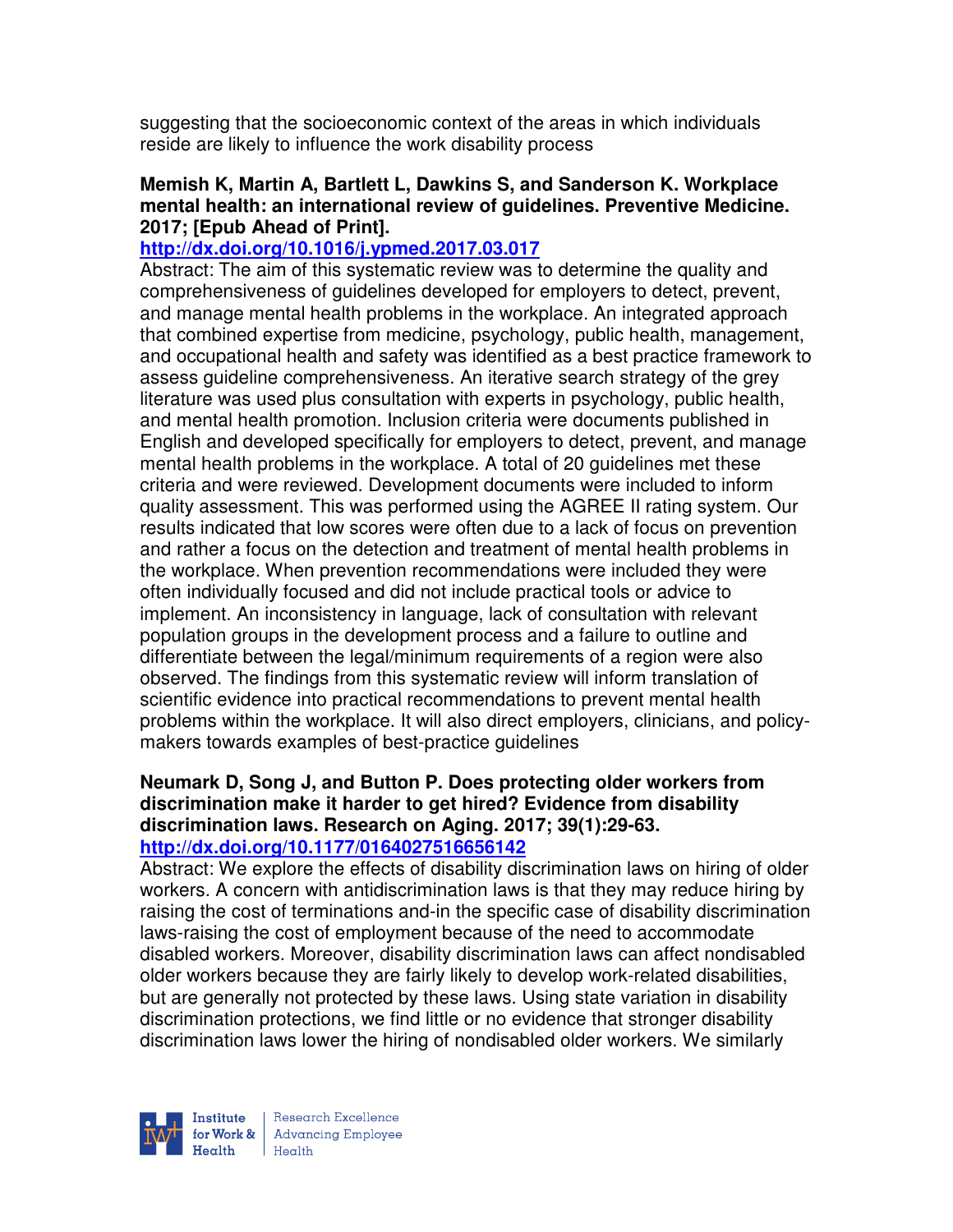suggesting that the socioeconomic context of the areas in which individuals reside are likely to influence the work disability process

**Memish K, Martin A, Bartlett L, Dawkins S, and Sanderson K. Workplace mental health: an international review of guidelines. Preventive Medicine. 2017; [Epub Ahead of Print].**
**http://dx.doi.org/10.1016/j.ypmed.2017.03.017**
Abstract: The aim of this systematic review was to determine the quality and comprehensiveness of guidelines developed for employers to detect, prevent, and manage mental health problems in the workplace. An integrated approach that combined expertise from medicine, psychology, public health, management, and occupational health and safety was identified as a best practice framework to assess guideline comprehensiveness. An iterative search strategy of the grey literature was used plus consultation with experts in psychology, public health, and mental health promotion. Inclusion criteria were documents published in English and developed specifically for employers to detect, prevent, and manage mental health problems in the workplace. A total of 20 guidelines met these criteria and were reviewed. Development documents were included to inform quality assessment. This was performed using the AGREE II rating system. Our results indicated that low scores were often due to a lack of focus on prevention and rather a focus on the detection and treatment of mental health problems in the workplace. When prevention recommendations were included they were often individually focused and did not include practical tools or advice to implement. An inconsistency in language, lack of consultation with relevant population groups in the development process and a failure to outline and differentiate between the legal/minimum requirements of a region were also observed. The findings from this systematic review will inform translation of scientific evidence into practical recommendations to prevent mental health problems within the workplace. It will also direct employers, clinicians, and policy-makers towards examples of best-practice guidelines

**Neumark D, Song J, and Button P. Does protecting older workers from discrimination make it harder to get hired? Evidence from disability discrimination laws. Research on Aging. 2017; 39(1):29-63.**
**http://dx.doi.org/10.1177/0164027516656142**
Abstract: We explore the effects of disability discrimination laws on hiring of older workers. A concern with antidiscrimination laws is that they may reduce hiring by raising the cost of terminations and-in the specific case of disability discrimination laws-raising the cost of employment because of the need to accommodate disabled workers. Moreover, disability discrimination laws can affect nondisabled older workers because they are fairly likely to develop work-related disabilities, but are generally not protected by these laws. Using state variation in disability discrimination protections, we find little or no evidence that stronger disability discrimination laws lower the hiring of nondisabled older workers. We similarly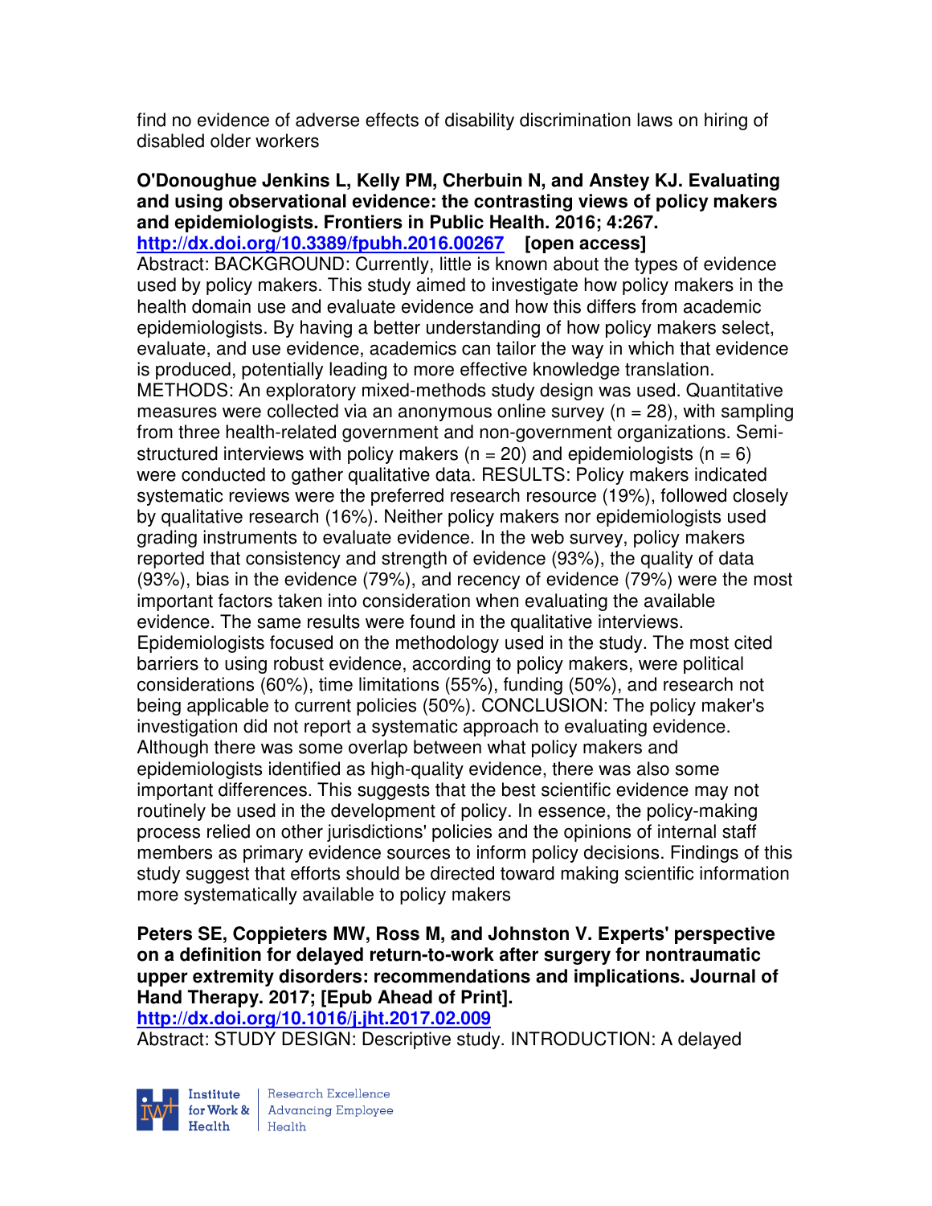find no evidence of adverse effects of disability discrimination laws on hiring of disabled older workers

**O'Donoughue Jenkins L, Kelly PM, Cherbuin N, and Anstey KJ. Evaluating and using observational evidence: the contrasting views of policy makers and epidemiologists. Frontiers in Public Health. 2016; 4:267.**
**http://dx.doi.org/10.3389/fpubh.2016.00267 [open access]**
Abstract: BACKGROUND: Currently, little is known about the types of evidence used by policy makers. This study aimed to investigate how policy makers in the health domain use and evaluate evidence and how this differs from academic epidemiologists. By having a better understanding of how policy makers select, evaluate, and use evidence, academics can tailor the way in which that evidence is produced, potentially leading to more effective knowledge translation. METHODS: An exploratory mixed-methods study design was used. Quantitative measures were collected via an anonymous online survey (n = 28), with sampling from three health-related government and non-government organizations. Semi-structured interviews with policy makers (n = 20) and epidemiologists (n = 6) were conducted to gather qualitative data. RESULTS: Policy makers indicated systematic reviews were the preferred research resource (19%), followed closely by qualitative research (16%). Neither policy makers nor epidemiologists used grading instruments to evaluate evidence. In the web survey, policy makers reported that consistency and strength of evidence (93%), the quality of data (93%), bias in the evidence (79%), and recency of evidence (79%) were the most important factors taken into consideration when evaluating the available evidence. The same results were found in the qualitative interviews. Epidemiologists focused on the methodology used in the study. The most cited barriers to using robust evidence, according to policy makers, were political considerations (60%), time limitations (55%), funding (50%), and research not being applicable to current policies (50%). CONCLUSION: The policy maker's investigation did not report a systematic approach to evaluating evidence. Although there was some overlap between what policy makers and epidemiologists identified as high-quality evidence, there was also some important differences. This suggests that the best scientific evidence may not routinely be used in the development of policy. In essence, the policy-making process relied on other jurisdictions' policies and the opinions of internal staff members as primary evidence sources to inform policy decisions. Findings of this study suggest that efforts should be directed toward making scientific information more systematically available to policy makers

**Peters SE, Coppieters MW, Ross M, and Johnston V. Experts' perspective on a definition for delayed return-to-work after surgery for nontraumatic upper extremity disorders: recommendations and implications. Journal of Hand Therapy. 2017; [Epub Ahead of Print].**
**http://dx.doi.org/10.1016/j.jht.2017.02.009**
Abstract: STUDY DESIGN: Descriptive study. INTRODUCTION: A delayed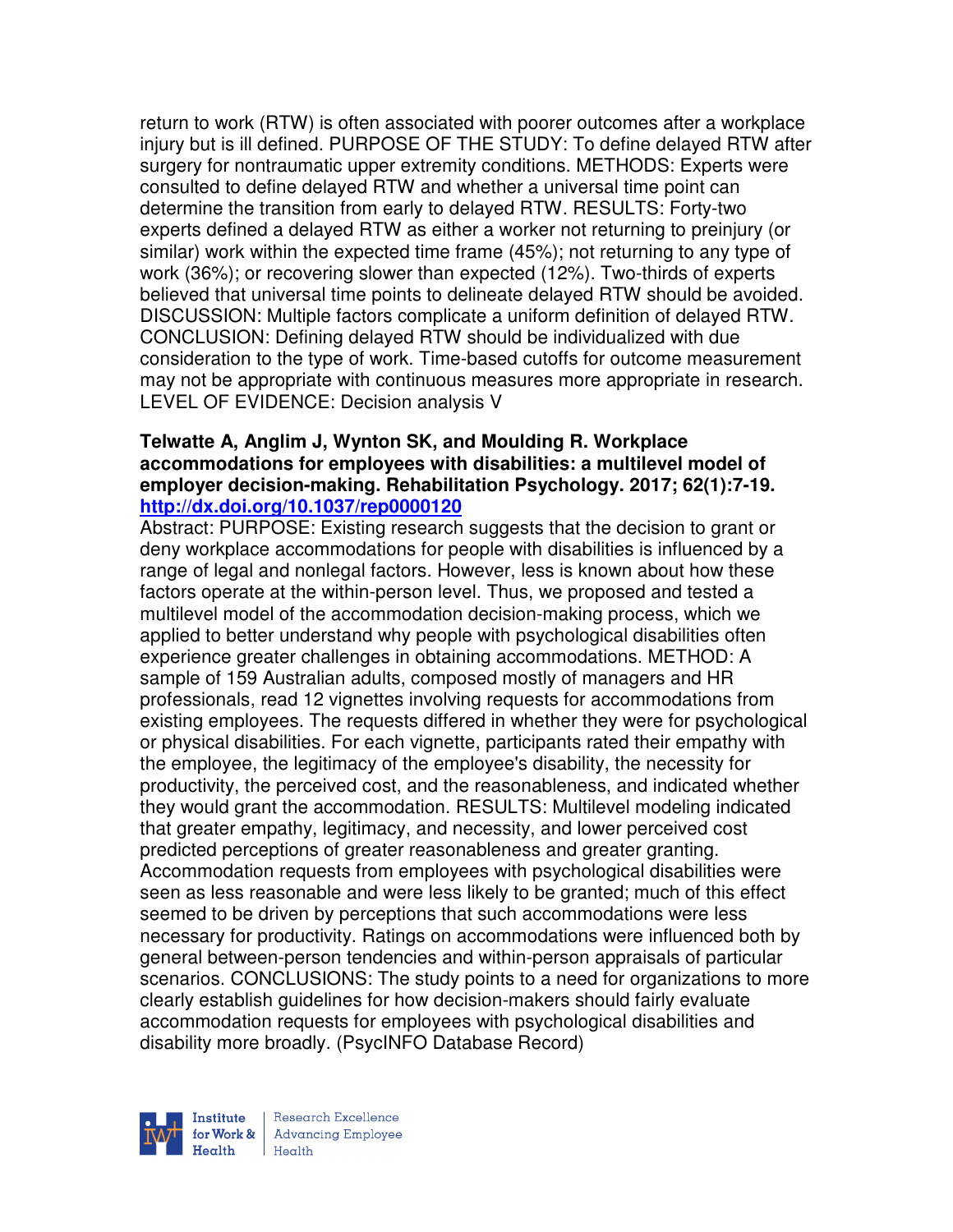return to work (RTW) is often associated with poorer outcomes after a workplace injury but is ill defined. PURPOSE OF THE STUDY: To define delayed RTW after surgery for nontraumatic upper extremity conditions. METHODS: Experts were consulted to define delayed RTW and whether a universal time point can determine the transition from early to delayed RTW. RESULTS: Forty-two experts defined a delayed RTW as either a worker not returning to preinjury (or similar) work within the expected time frame (45%); not returning to any type of work (36%); or recovering slower than expected (12%). Two-thirds of experts believed that universal time points to delineate delayed RTW should be avoided. DISCUSSION: Multiple factors complicate a uniform definition of delayed RTW. CONCLUSION: Defining delayed RTW should be individualized with due consideration to the type of work. Time-based cutoffs for outcome measurement may not be appropriate with continuous measures more appropriate in research. LEVEL OF EVIDENCE: Decision analysis V

**Telwatte A, Anglim J, Wynton SK, and Moulding R. Workplace accommodations for employees with disabilities: a multilevel model of employer decision-making. Rehabilitation Psychology. 2017; 62(1):7-19. http://dx.doi.org/10.1037/rep0000120**

Abstract: PURPOSE: Existing research suggests that the decision to grant or deny workplace accommodations for people with disabilities is influenced by a range of legal and nonlegal factors. However, less is known about how these factors operate at the within-person level. Thus, we proposed and tested a multilevel model of the accommodation decision-making process, which we applied to better understand why people with psychological disabilities often experience greater challenges in obtaining accommodations. METHOD: A sample of 159 Australian adults, composed mostly of managers and HR professionals, read 12 vignettes involving requests for accommodations from existing employees. The requests differed in whether they were for psychological or physical disabilities. For each vignette, participants rated their empathy with the employee, the legitimacy of the employee's disability, the necessity for productivity, the perceived cost, and the reasonableness, and indicated whether they would grant the accommodation. RESULTS: Multilevel modeling indicated that greater empathy, legitimacy, and necessity, and lower perceived cost predicted perceptions of greater reasonableness and greater granting. Accommodation requests from employees with psychological disabilities were seen as less reasonable and were less likely to be granted; much of this effect seemed to be driven by perceptions that such accommodations were less necessary for productivity. Ratings on accommodations were influenced both by general between-person tendencies and within-person appraisals of particular scenarios. CONCLUSIONS: The study points to a need for organizations to more clearly establish guidelines for how decision-makers should fairly evaluate accommodation requests for employees with psychological disabilities and disability more broadly. (PsycINFO Database Record)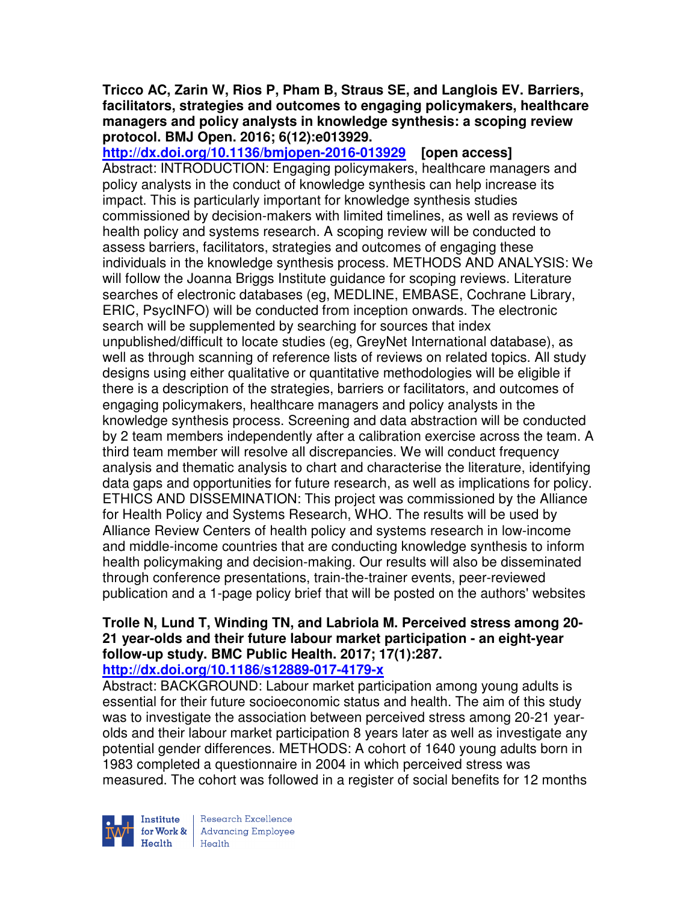**Tricco AC, Zarin W, Rios P, Pham B, Straus SE, and Langlois EV. Barriers, facilitators, strategies and outcomes to engaging policymakers, healthcare managers and policy analysts in knowledge synthesis: a scoping review protocol. BMJ Open. 2016; 6(12):e013929.**
**http://dx.doi.org/10.1136/bmjopen-2016-013929** **[open access]**
Abstract: INTRODUCTION: Engaging policymakers, healthcare managers and policy analysts in the conduct of knowledge synthesis can help increase its impact. This is particularly important for knowledge synthesis studies commissioned by decision-makers with limited timelines, as well as reviews of health policy and systems research. A scoping review will be conducted to assess barriers, facilitators, strategies and outcomes of engaging these individuals in the knowledge synthesis process. METHODS AND ANALYSIS: We will follow the Joanna Briggs Institute guidance for scoping reviews. Literature searches of electronic databases (eg, MEDLINE, EMBASE, Cochrane Library, ERIC, PsycINFO) will be conducted from inception onwards. The electronic search will be supplemented by searching for sources that index unpublished/difficult to locate studies (eg, GreyNet International database), as well as through scanning of reference lists of reviews on related topics. All study designs using either qualitative or quantitative methodologies will be eligible if there is a description of the strategies, barriers or facilitators, and outcomes of engaging policymakers, healthcare managers and policy analysts in the knowledge synthesis process. Screening and data abstraction will be conducted by 2 team members independently after a calibration exercise across the team. A third team member will resolve all discrepancies. We will conduct frequency analysis and thematic analysis to chart and characterise the literature, identifying data gaps and opportunities for future research, as well as implications for policy. ETHICS AND DISSEMINATION: This project was commissioned by the Alliance for Health Policy and Systems Research, WHO. The results will be used by Alliance Review Centers of health policy and systems research in low-income and middle-income countries that are conducting knowledge synthesis to inform health policymaking and decision-making. Our results will also be disseminated through conference presentations, train-the-trainer events, peer-reviewed publication and a 1-page policy brief that will be posted on the authors' websites

**Trolle N, Lund T, Winding TN, and Labriola M. Perceived stress among 20-21 year-olds and their future labour market participation - an eight-year follow-up study. BMC Public Health. 2017; 17(1):287.**
**http://dx.doi.org/10.1186/s12889-017-4179-x**
Abstract: BACKGROUND: Labour market participation among young adults is essential for their future socioeconomic status and health. The aim of this study was to investigate the association between perceived stress among 20-21 year-olds and their labour market participation 8 years later as well as investigate any potential gender differences. METHODS: A cohort of 1640 young adults born in 1983 completed a questionnaire in 2004 in which perceived stress was measured. The cohort was followed in a register of social benefits for 12 months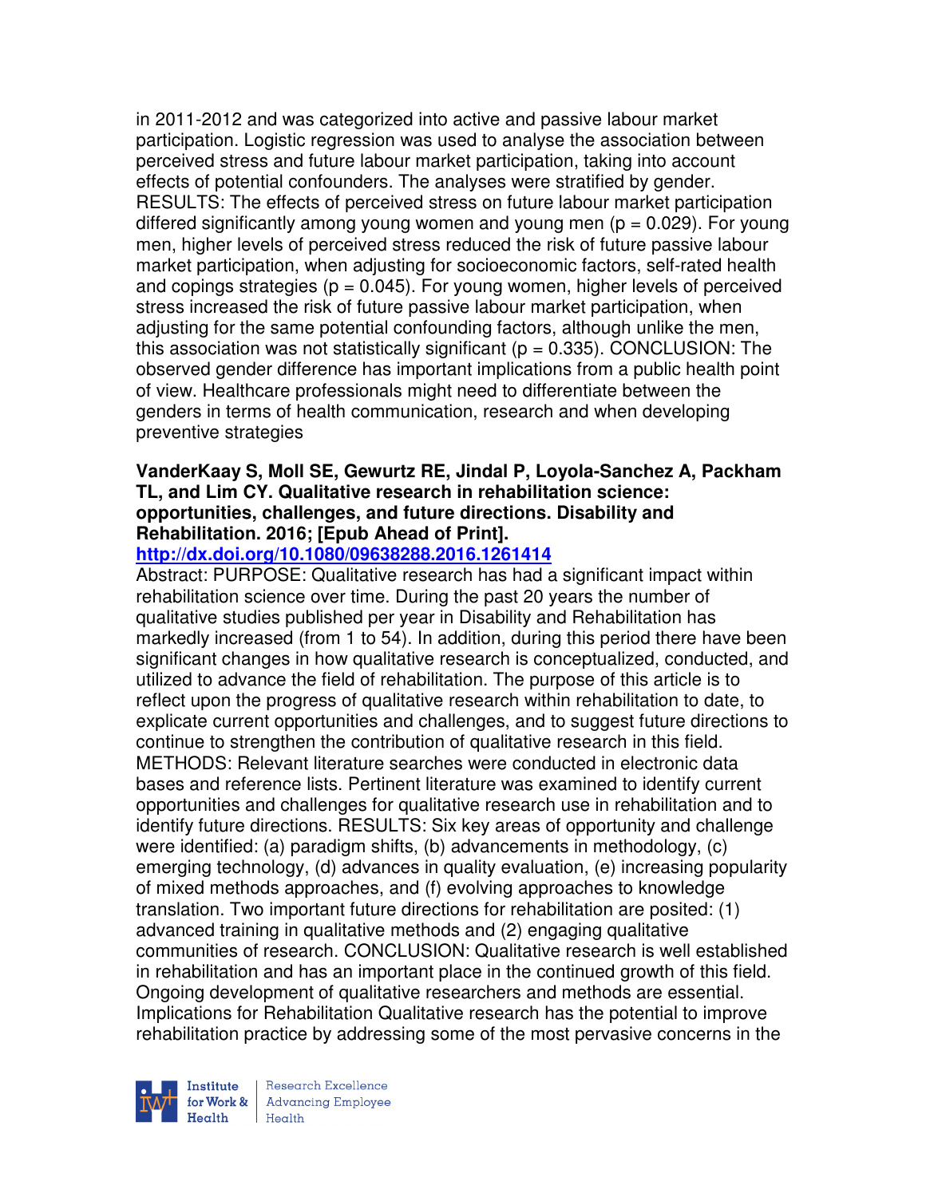in 2011-2012 and was categorized into active and passive labour market participation. Logistic regression was used to analyse the association between perceived stress and future labour market participation, taking into account effects of potential confounders. The analyses were stratified by gender. RESULTS: The effects of perceived stress on future labour market participation differed significantly among young women and young men ($p = 0.029$). For young men, higher levels of perceived stress reduced the risk of future passive labour market participation, when adjusting for socioeconomic factors, self-rated health and copings strategies ($p = 0.045$). For young women, higher levels of perceived stress increased the risk of future passive labour market participation, when adjusting for the same potential confounding factors, although unlike the men, this association was not statistically significant ($p = 0.335$). CONCLUSION: The observed gender difference has important implications from a public health point of view. Healthcare professionals might need to differentiate between the genders in terms of health communication, research and when developing preventive strategies

**VanderKaay S, Moll SE, Gewurtz RE, Jindal P, Loyola-Sanchez A, Packham TL, and Lim CY. Qualitative research in rehabilitation science: opportunities, challenges, and future directions. Disability and Rehabilitation. 2016; [Epub Ahead of Print].**
**http://dx.doi.org/10.1080/09638288.2016.1261414**
Abstract: PURPOSE: Qualitative research has had a significant impact within rehabilitation science over time. During the past 20 years the number of qualitative studies published per year in Disability and Rehabilitation has markedly increased (from 1 to 54). In addition, during this period there have been significant changes in how qualitative research is conceptualized, conducted, and utilized to advance the field of rehabilitation. The purpose of this article is to reflect upon the progress of qualitative research within rehabilitation to date, to explicate current opportunities and challenges, and to suggest future directions to continue to strengthen the contribution of qualitative research in this field. METHODS: Relevant literature searches were conducted in electronic data bases and reference lists. Pertinent literature was examined to identify current opportunities and challenges for qualitative research use in rehabilitation and to identify future directions. RESULTS: Six key areas of opportunity and challenge were identified: (a) paradigm shifts, (b) advancements in methodology, (c) emerging technology, (d) advances in quality evaluation, (e) increasing popularity of mixed methods approaches, and (f) evolving approaches to knowledge translation. Two important future directions for rehabilitation are posited: (1) advanced training in qualitative methods and (2) engaging qualitative communities of research. CONCLUSION: Qualitative research is well established in rehabilitation and has an important place in the continued growth of this field. Ongoing development of qualitative researchers and methods are essential. Implications for Rehabilitation Qualitative research has the potential to improve rehabilitation practice by addressing some of the most pervasive concerns in the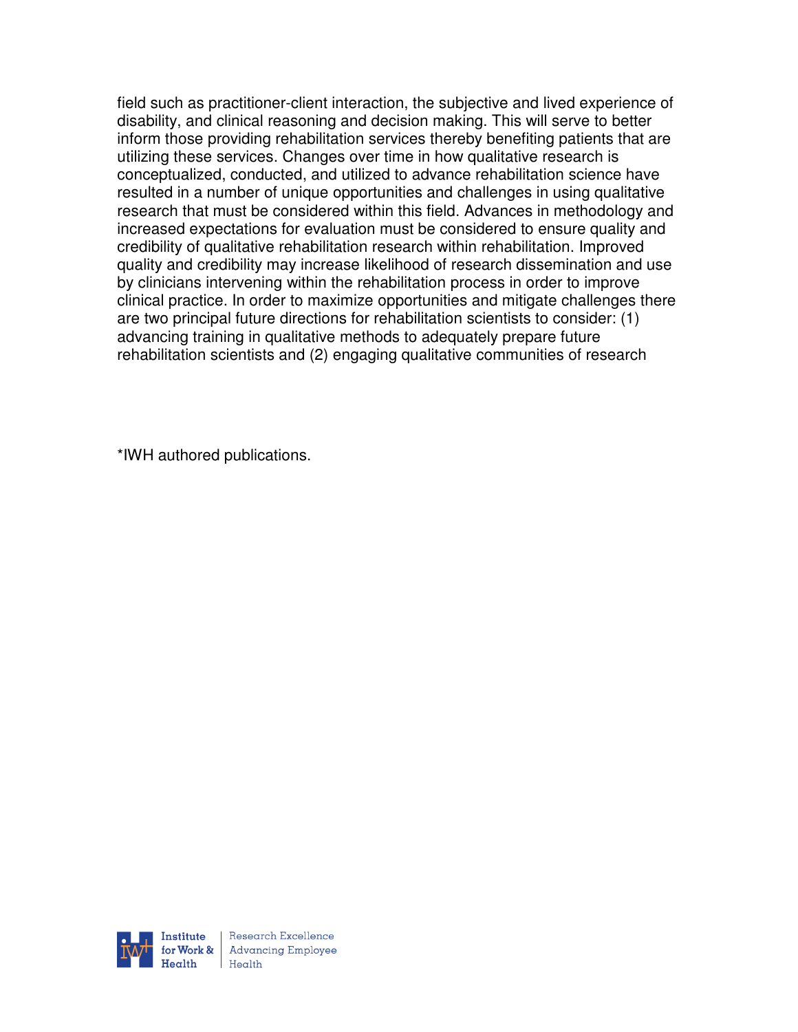field such as practitioner-client interaction, the subjective and lived experience of disability, and clinical reasoning and decision making. This will serve to better inform those providing rehabilitation services thereby benefiting patients that are utilizing these services. Changes over time in how qualitative research is conceptualized, conducted, and utilized to advance rehabilitation science have resulted in a number of unique opportunities and challenges in using qualitative research that must be considered within this field. Advances in methodology and increased expectations for evaluation must be considered to ensure quality and credibility of qualitative rehabilitation research within rehabilitation. Improved quality and credibility may increase likelihood of research dissemination and use by clinicians intervening within the rehabilitation process in order to improve clinical practice. In order to maximize opportunities and mitigate challenges there are two principal future directions for rehabilitation scientists to consider: (1) advancing training in qualitative methods to adequately prepare future rehabilitation scientists and (2) engaging qualitative communities of research

*IWH authored publications.